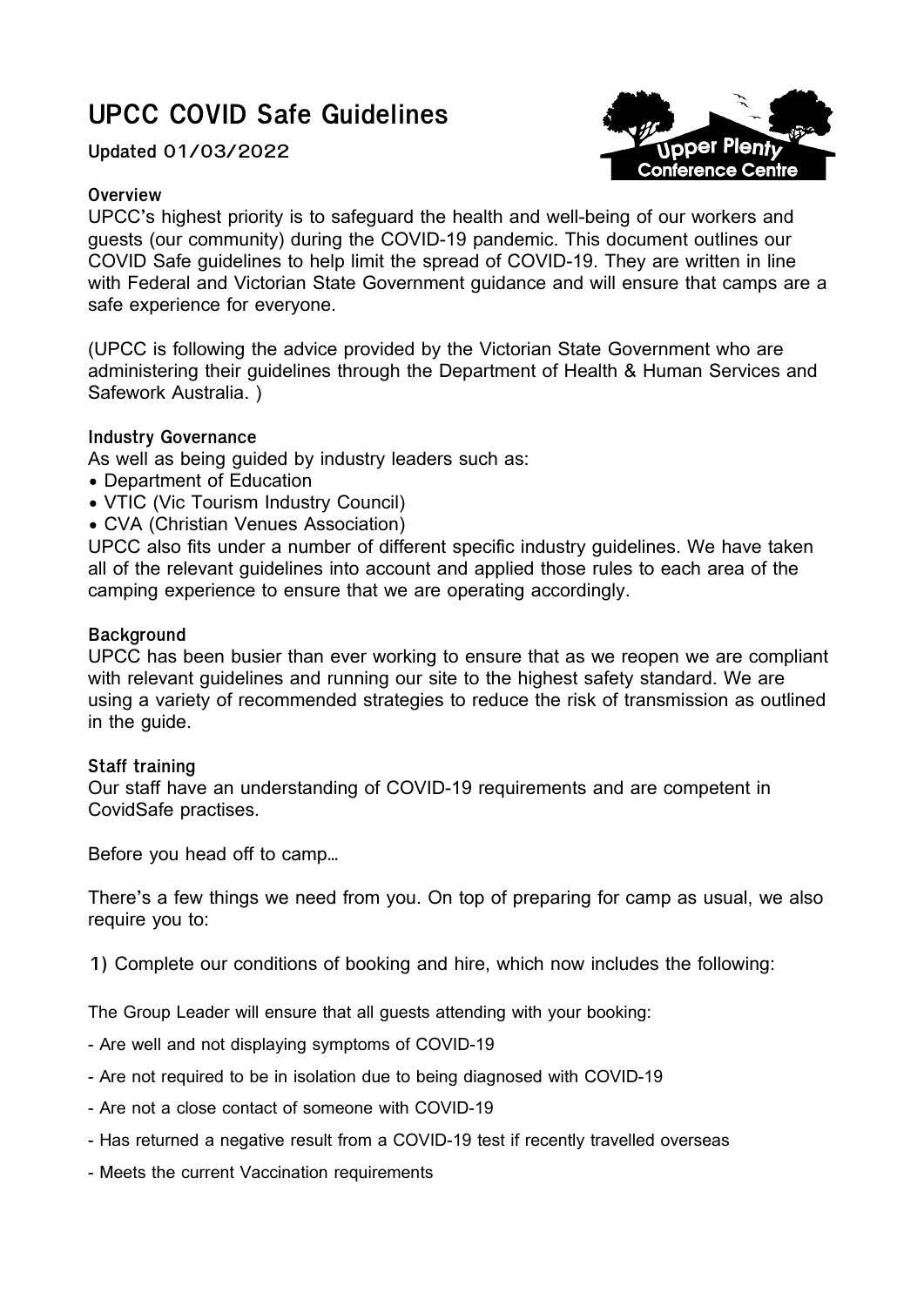# UPCC COVID Safe Guidelines

**Updated 01/03/2022**

### Overview

UPCC's highest priority is to safeguard the health and well-being of our workers and guests (our community) during the COVID-19 pandemic. This document outlines our COVID Safe guidelines to help limit the spread of COVID-19. They are written in line with Federal and Victorian State Government guidance and will ensure that camps are a safe experience for everyone.

(UPCC is following the advice provided by the Victorian State Government who are administering their guidelines through the Department of Health & Human Services and Safework Australia. )

### Industry Governance

As well as being guided by industry leaders such as:

- Department of Education
- VTIC (Vic Tourism Industry Council)
- CVA (Christian Venues Association)

UPCC also fits under a number of different specific industry guidelines. We have taken all of the relevant guidelines into account and applied those rules to each area of the camping experience to ensure that we are operating accordingly.

### Background

UPCC has been busier than ever working to ensure that as we reopen we are compliant with relevant guidelines and running our site to the highest safety standard. We are using a variety of recommended strategies to reduce the risk of transmission as outlined in the guide.

### Staff training

Our staff have an understanding of COVID-19 requirements and are competent in CovidSafe practises.

Before you head off to camp…

There's a few things we need from you. On top of preparing for camp as usual, we also require you to:

**1)** Complete our conditions of booking and hire, which now includes the following:

The Group Leader will ensure that all guests attending with your booking:

- Are well and not displaying symptoms of COVID-19
- Are not required to be in isolation due to being diagnosed with COVID-19
- Are not a close contact of someone with COVID-19
- Has returned a negative result from a COVID-19 test if recently travelled overseas
- Meets the current Vaccination requirements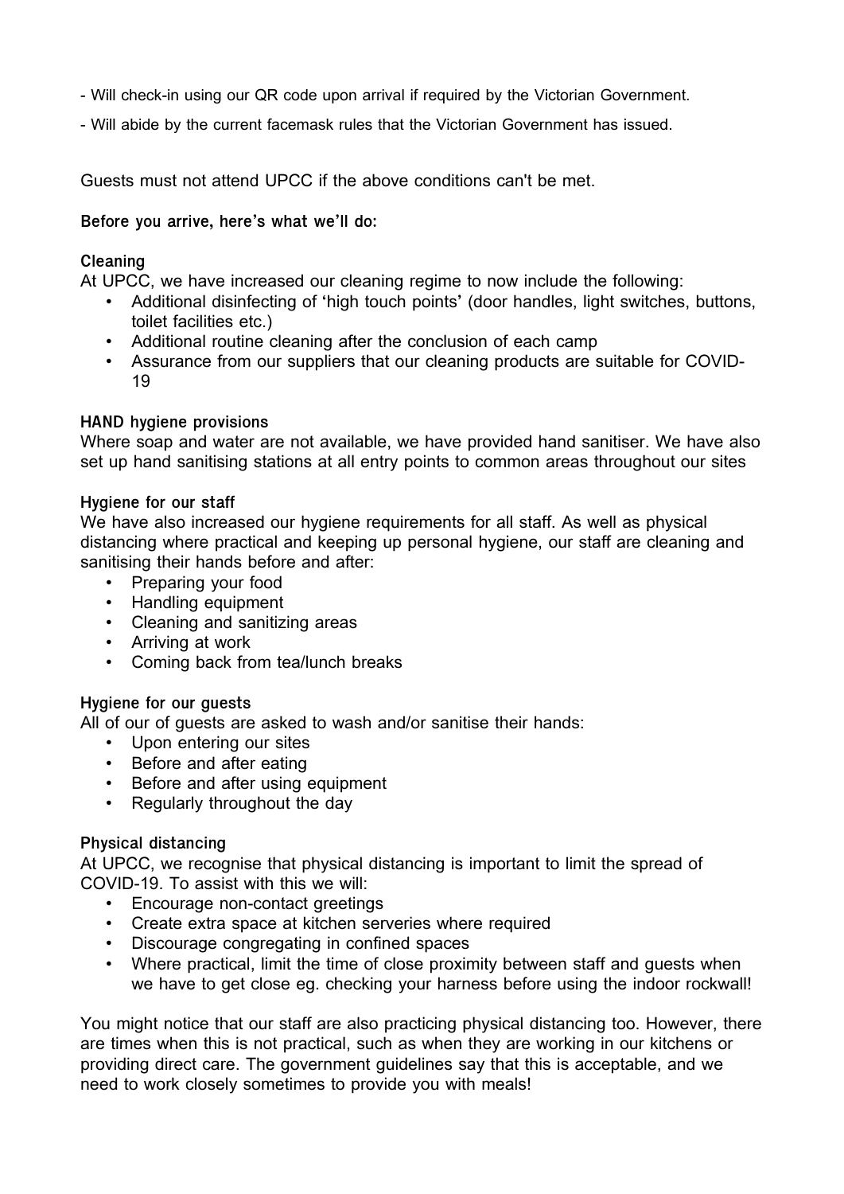- Will check-in using our QR code upon arrival if required by the Victorian Government.

- Will abide by the current facemask rules that the Victorian Government has issued.

Guests must not attend UPCC if the above conditions can't be met.

**Before you arrive, here's what we'll do:**

**Cleaning**

At UPCC, we have increased our cleaning regime to now include the following:

- Additional disinfecting of 'high touch points' (door handles, light switches, buttons, toilet facilities etc.)
- Additional routine cleaning after the conclusion of each camp
- Assurance from our suppliers that our cleaning products are suitable for COVID-19

**HAND hygiene provisions**

Where soap and water are not available, we have provided hand sanitiser. We have also set up hand sanitising stations at all entry points to common areas throughout our sites

**Hygiene for our staff**

We have also increased our hygiene requirements for all staff. As well as physical distancing where practical and keeping up personal hygiene, our staff are cleaning and sanitising their hands before and after:

- Preparing your food
- Handling equipment
- Cleaning and sanitizing areas
- Arriving at work
- Coming back from tea/lunch breaks

**Hygiene for our guests**

All of our of guests are asked to wash and/or sanitise their hands:

- Upon entering our sites
- Before and after eating
- Before and after using equipment
- Regularly throughout the day

**Physical distancing**

At UPCC, we recognise that physical distancing is important to limit the spread of COVID-19. To assist with this we will:

- Encourage non-contact greetings
- Create extra space at kitchen serveries where required
- Discourage congregating in confined spaces
- Where practical, limit the time of close proximity between staff and guests when we have to get close eg. checking your harness before using the indoor rockwall!

You might notice that our staff are also practicing physical distancing too. However, there are times when this is not practical, such as when they are working in our kitchens or providing direct care. The government guidelines say that this is acceptable, and we need to work closely sometimes to provide you with meals!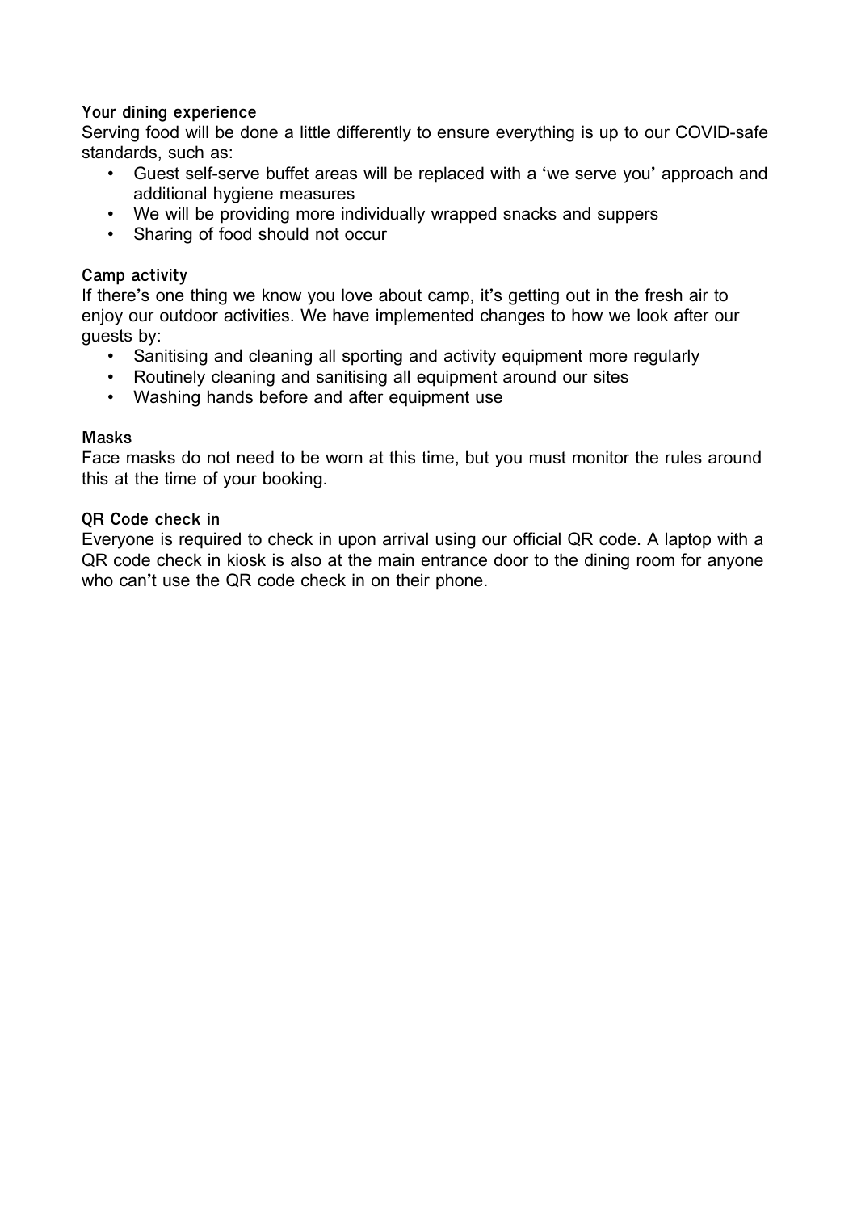### Your dining experience

Serving food will be done a little differently to ensure everything is up to our COVID-safe standards, such as:

- Guest self-serve buffet areas will be replaced with a 'we serve you' approach and additional hygiene measures
- We will be providing more individually wrapped snacks and suppers
- Sharing of food should not occur

### Camp activity

If there's one thing we know you love about camp, it's getting out in the fresh air to enjoy our outdoor activities. We have implemented changes to how we look after our guests by:

- Sanitising and cleaning all sporting and activity equipment more regularly
- Routinely cleaning and sanitising all equipment around our sites
- Washing hands before and after equipment use

### Masks

Face masks do not need to be worn at this time, but you must monitor the rules around this at the time of your booking.

### QR Code check in

Everyone is required to check in upon arrival using our official QR code. A laptop with a QR code check in kiosk is also at the main entrance door to the dining room for anyone who can't use the QR code check in on their phone.